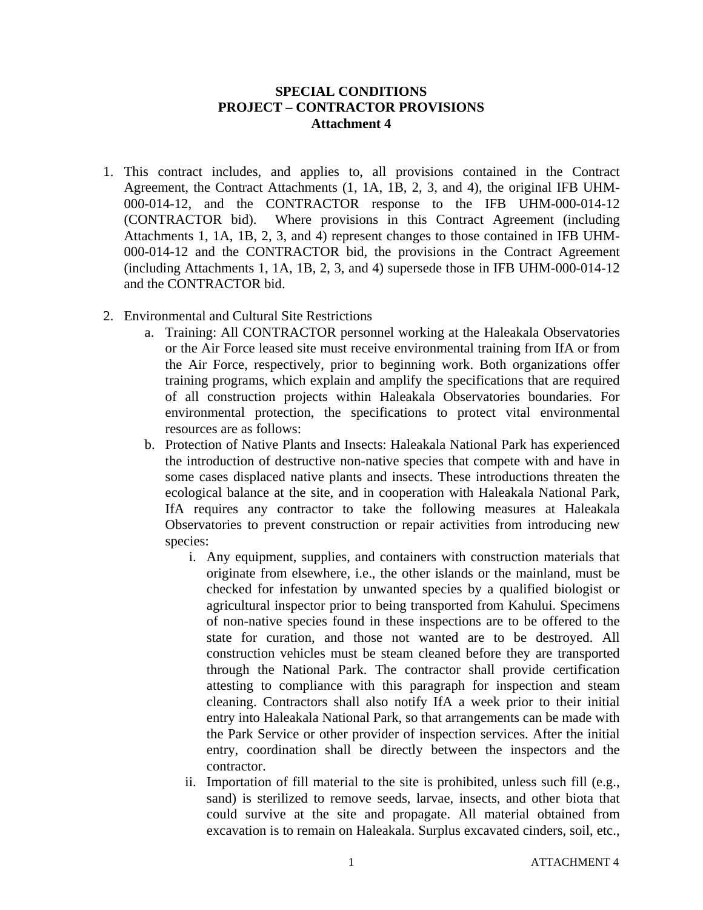**SPECIAL CONDITIONS**
**PROJECT – CONTRACTOR PROVISIONS**
**Attachment 4**

1. This contract includes, and applies to, all provisions contained in the Contract Agreement, the Contract Attachments (1, 1A, 1B, 2, 3, and 4), the original IFB UHM-000-014-12, and the CONTRACTOR response to the IFB UHM-000-014-12 (CONTRACTOR bid). Where provisions in this Contract Agreement (including Attachments 1, 1A, 1B, 2, 3, and 4) represent changes to those contained in IFB UHM-000-014-12 and the CONTRACTOR bid, the provisions in the Contract Agreement (including Attachments 1, 1A, 1B, 2, 3, and 4) supersede those in IFB UHM-000-014-12 and the CONTRACTOR bid.

2. Environmental and Cultural Site Restrictions
   a. Training: All CONTRACTOR personnel working at the Haleakala Observatories or the Air Force leased site must receive environmental training from IfA or from the Air Force, respectively, prior to beginning work. Both organizations offer training programs, which explain and amplify the specifications that are required of all construction projects within Haleakala Observatories boundaries. For environmental protection, the specifications to protect vital environmental resources are as follows:
   b. Protection of Native Plants and Insects: Haleakala National Park has experienced the introduction of destructive non-native species that compete with and have in some cases displaced native plants and insects. These introductions threaten the ecological balance at the site, and in cooperation with Haleakala National Park, IfA requires any contractor to take the following measures at Haleakala Observatories to prevent construction or repair activities from introducing new species:
      i. Any equipment, supplies, and containers with construction materials that originate from elsewhere, i.e., the other islands or the mainland, must be checked for infestation by unwanted species by a qualified biologist or agricultural inspector prior to being transported from Kahului. Specimens of non-native species found in these inspections are to be offered to the state for curation, and those not wanted are to be destroyed. All construction vehicles must be steam cleaned before they are transported through the National Park. The contractor shall provide certification attesting to compliance with this paragraph for inspection and steam cleaning. Contractors shall also notify IfA a week prior to their initial entry into Haleakala National Park, so that arrangements can be made with the Park Service or other provider of inspection services. After the initial entry, coordination shall be directly between the inspectors and the contractor.
      ii. Importation of fill material to the site is prohibited, unless such fill (e.g., sand) is sterilized to remove seeds, larvae, insects, and other biota that could survive at the site and propagate. All material obtained from excavation is to remain on Haleakala. Surplus excavated cinders, soil, etc.,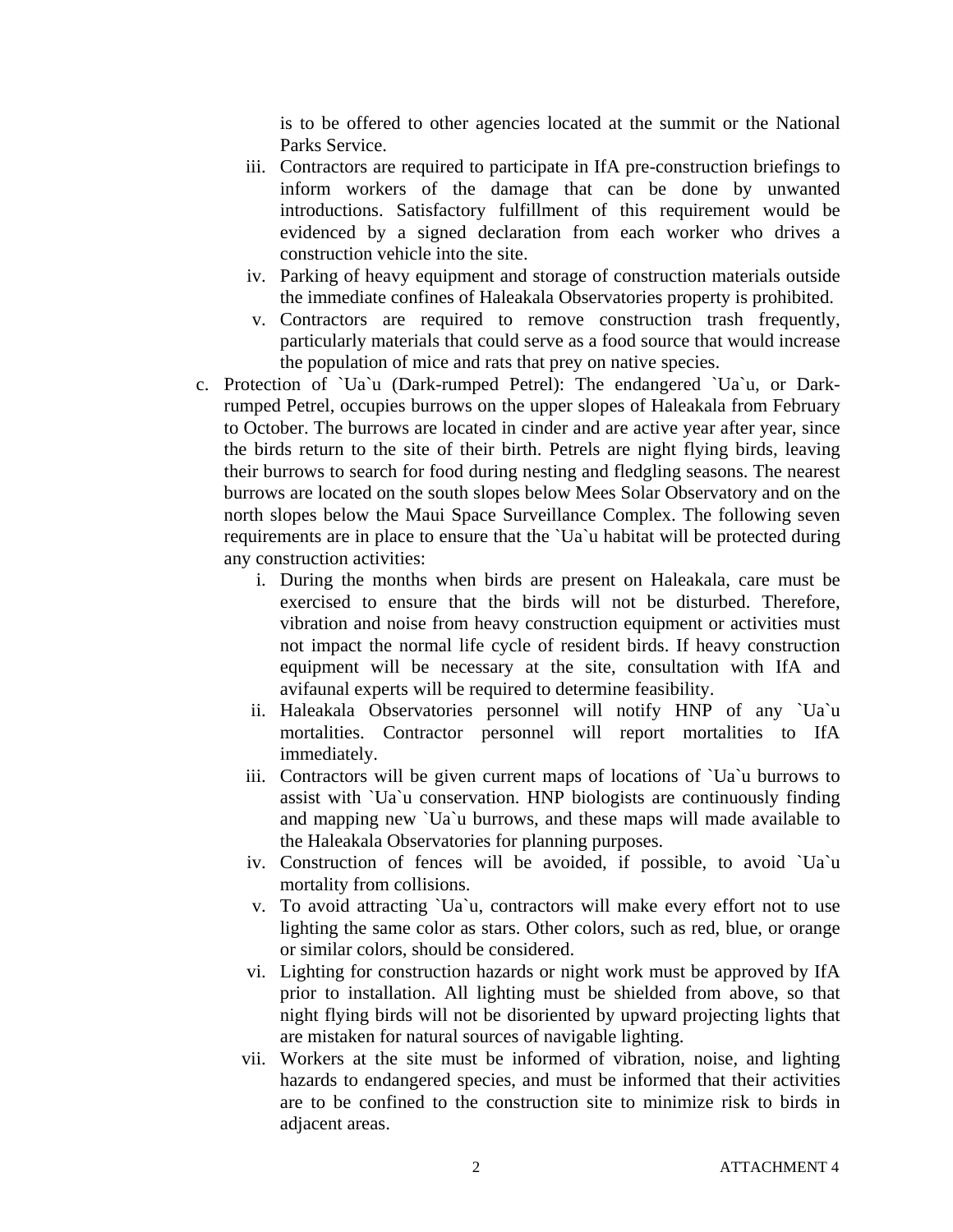is to be offered to other agencies located at the summit or the National Parks Service.

iii. Contractors are required to participate in IfA pre-construction briefings to inform workers of the damage that can be done by unwanted introductions. Satisfactory fulfillment of this requirement would be evidenced by a signed declaration from each worker who drives a construction vehicle into the site.

iv. Parking of heavy equipment and storage of construction materials outside the immediate confines of Haleakala Observatories property is prohibited.

v. Contractors are required to remove construction trash frequently, particularly materials that could serve as a food source that would increase the population of mice and rats that prey on native species.

c. Protection of `Ua`u (Dark-rumped Petrel): The endangered `Ua`u, or Dark-rumped Petrel, occupies burrows on the upper slopes of Haleakala from February to October. The burrows are located in cinder and are active year after year, since the birds return to the site of their birth. Petrels are night flying birds, leaving their burrows to search for food during nesting and fledgling seasons. The nearest burrows are located on the south slopes below Mees Solar Observatory and on the north slopes below the Maui Space Surveillance Complex. The following seven requirements are in place to ensure that the `Ua`u habitat will be protected during any construction activities:

   i. During the months when birds are present on Haleakala, care must be exercised to ensure that the birds will not be disturbed. Therefore, vibration and noise from heavy construction equipment or activities must not impact the normal life cycle of resident birds. If heavy construction equipment will be necessary at the site, consultation with IfA and avifaunal experts will be required to determine feasibility.

   ii. Haleakala Observatories personnel will notify HNP of any `Ua`u mortalities. Contractor personnel will report mortalities to IfA immediately.

   iii. Contractors will be given current maps of locations of `Ua`u burrows to assist with `Ua`u conservation. HNP biologists are continuously finding and mapping new `Ua`u burrows, and these maps will made available to the Haleakala Observatories for planning purposes.

   iv. Construction of fences will be avoided, if possible, to avoid `Ua`u mortality from collisions.

   v. To avoid attracting `Ua`u, contractors will make every effort not to use lighting the same color as stars. Other colors, such as red, blue, or orange or similar colors, should be considered.

   vi. Lighting for construction hazards or night work must be approved by IfA prior to installation. All lighting must be shielded from above, so that night flying birds will not be disoriented by upward projecting lights that are mistaken for natural sources of navigable lighting.

   vii. Workers at the site must be informed of vibration, noise, and lighting hazards to endangered species, and must be informed that their activities are to be confined to the construction site to minimize risk to birds in adjacent areas.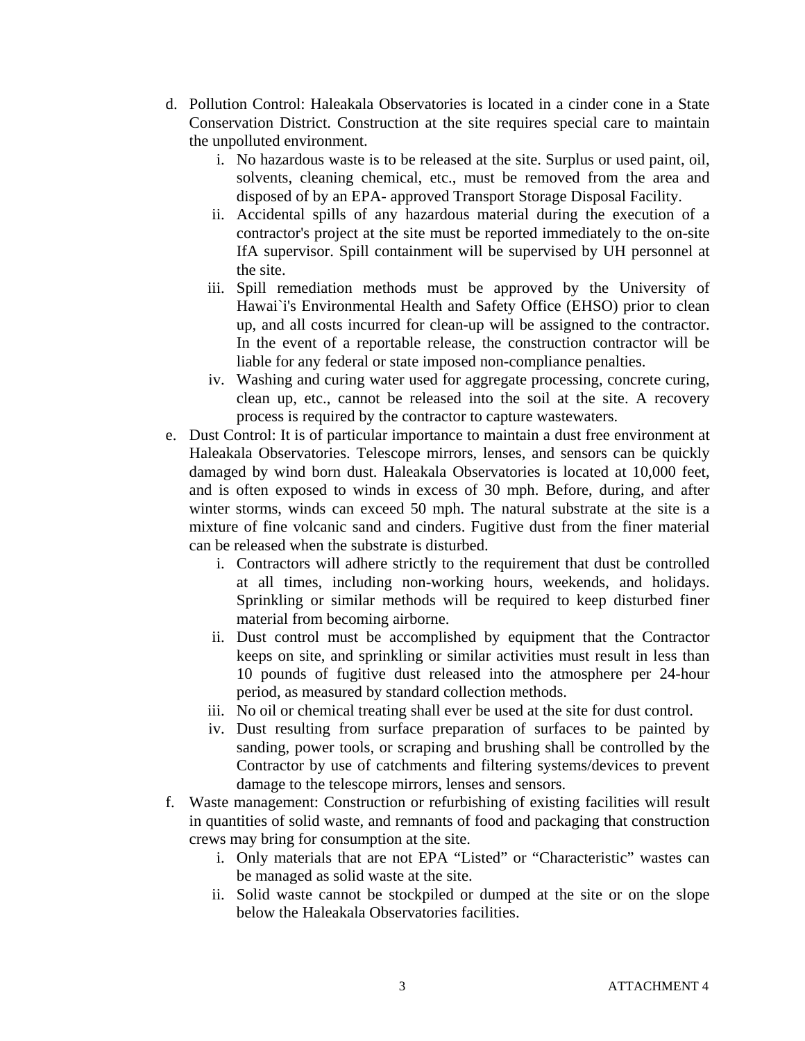d. Pollution Control: Haleakala Observatories is located in a cinder cone in a State Conservation District. Construction at the site requires special care to maintain the unpolluted environment.
   i. No hazardous waste is to be released at the site. Surplus or used paint, oil, solvents, cleaning chemical, etc., must be removed from the area and disposed of by an EPA- approved Transport Storage Disposal Facility.
   ii. Accidental spills of any hazardous material during the execution of a contractor's project at the site must be reported immediately to the on-site IfA supervisor. Spill containment will be supervised by UH personnel at the site.
   iii. Spill remediation methods must be approved by the University of Hawai`i's Environmental Health and Safety Office (EHSO) prior to clean up, and all costs incurred for clean-up will be assigned to the contractor. In the event of a reportable release, the construction contractor will be liable for any federal or state imposed non-compliance penalties.
   iv. Washing and curing water used for aggregate processing, concrete curing, clean up, etc., cannot be released into the soil at the site. A recovery process is required by the contractor to capture wastewaters.

e. Dust Control: It is of particular importance to maintain a dust free environment at Haleakala Observatories. Telescope mirrors, lenses, and sensors can be quickly damaged by wind born dust. Haleakala Observatories is located at 10,000 feet, and is often exposed to winds in excess of 30 mph. Before, during, and after winter storms, winds can exceed 50 mph. The natural substrate at the site is a mixture of fine volcanic sand and cinders. Fugitive dust from the finer material can be released when the substrate is disturbed.
   i. Contractors will adhere strictly to the requirement that dust be controlled at all times, including non-working hours, weekends, and holidays. Sprinkling or similar methods will be required to keep disturbed finer material from becoming airborne.
   ii. Dust control must be accomplished by equipment that the Contractor keeps on site, and sprinkling or similar activities must result in less than 10 pounds of fugitive dust released into the atmosphere per 24-hour period, as measured by standard collection methods.
   iii. No oil or chemical treating shall ever be used at the site for dust control.
   iv. Dust resulting from surface preparation of surfaces to be painted by sanding, power tools, or scraping and brushing shall be controlled by the Contractor by use of catchments and filtering systems/devices to prevent damage to the telescope mirrors, lenses and sensors.

f. Waste management: Construction or refurbishing of existing facilities will result in quantities of solid waste, and remnants of food and packaging that construction crews may bring for consumption at the site.
   i. Only materials that are not EPA "Listed" or "Characteristic" wastes can be managed as solid waste at the site.
   ii. Solid waste cannot be stockpiled or dumped at the site or on the slope below the Haleakala Observatories facilities.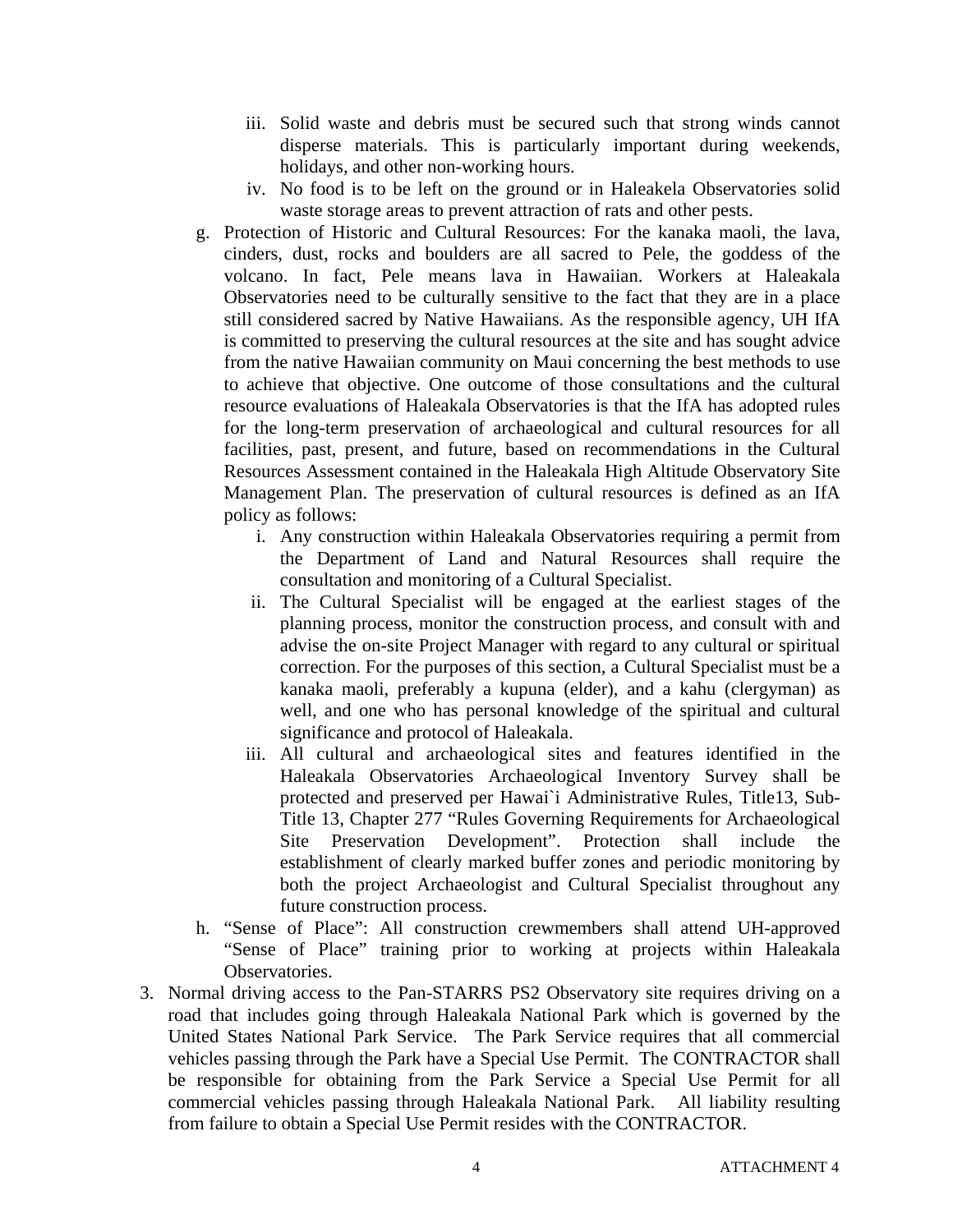iii. Solid waste and debris must be secured such that strong winds cannot disperse materials. This is particularly important during weekends, holidays, and other non-working hours.

iv. No food is to be left on the ground or in Haleakela Observatories solid waste storage areas to prevent attraction of rats and other pests.

g. Protection of Historic and Cultural Resources: For the kanaka maoli, the lava, cinders, dust, rocks and boulders are all sacred to Pele, the goddess of the volcano. In fact, Pele means lava in Hawaiian. Workers at Haleakala Observatories need to be culturally sensitive to the fact that they are in a place still considered sacred by Native Hawaiians. As the responsible agency, UH IfA is committed to preserving the cultural resources at the site and has sought advice from the native Hawaiian community on Maui concerning the best methods to use to achieve that objective. One outcome of those consultations and the cultural resource evaluations of Haleakala Observatories is that the IfA has adopted rules for the long-term preservation of archaeological and cultural resources for all facilities, past, present, and future, based on recommendations in the Cultural Resources Assessment contained in the Haleakala High Altitude Observatory Site Management Plan. The preservation of cultural resources is defined as an IfA policy as follows:

   i. Any construction within Haleakala Observatories requiring a permit from the Department of Land and Natural Resources shall require the consultation and monitoring of a Cultural Specialist.

   ii. The Cultural Specialist will be engaged at the earliest stages of the planning process, monitor the construction process, and consult with and advise the on-site Project Manager with regard to any cultural or spiritual correction. For the purposes of this section, a Cultural Specialist must be a kanaka maoli, preferably a kupuna (elder), and a kahu (clergyman) as well, and one who has personal knowledge of the spiritual and cultural significance and protocol of Haleakala.

   iii. All cultural and archaeological sites and features identified in the Haleakala Observatories Archaeological Inventory Survey shall be protected and preserved per Hawai`i Administrative Rules, Title13, Sub-Title 13, Chapter 277 "Rules Governing Requirements for Archaeological Site Preservation Development". Protection shall include the establishment of clearly marked buffer zones and periodic monitoring by both the project Archaeologist and Cultural Specialist throughout any future construction process.

h. "Sense of Place": All construction crewmembers shall attend UH-approved "Sense of Place" training prior to working at projects within Haleakala Observatories.

3. Normal driving access to the Pan-STARRS PS2 Observatory site requires driving on a road that includes going through Haleakala National Park which is governed by the United States National Park Service. The Park Service requires that all commercial vehicles passing through the Park have a Special Use Permit. The CONTRACTOR shall be responsible for obtaining from the Park Service a Special Use Permit for all commercial vehicles passing through Haleakala National Park. All liability resulting from failure to obtain a Special Use Permit resides with the CONTRACTOR.